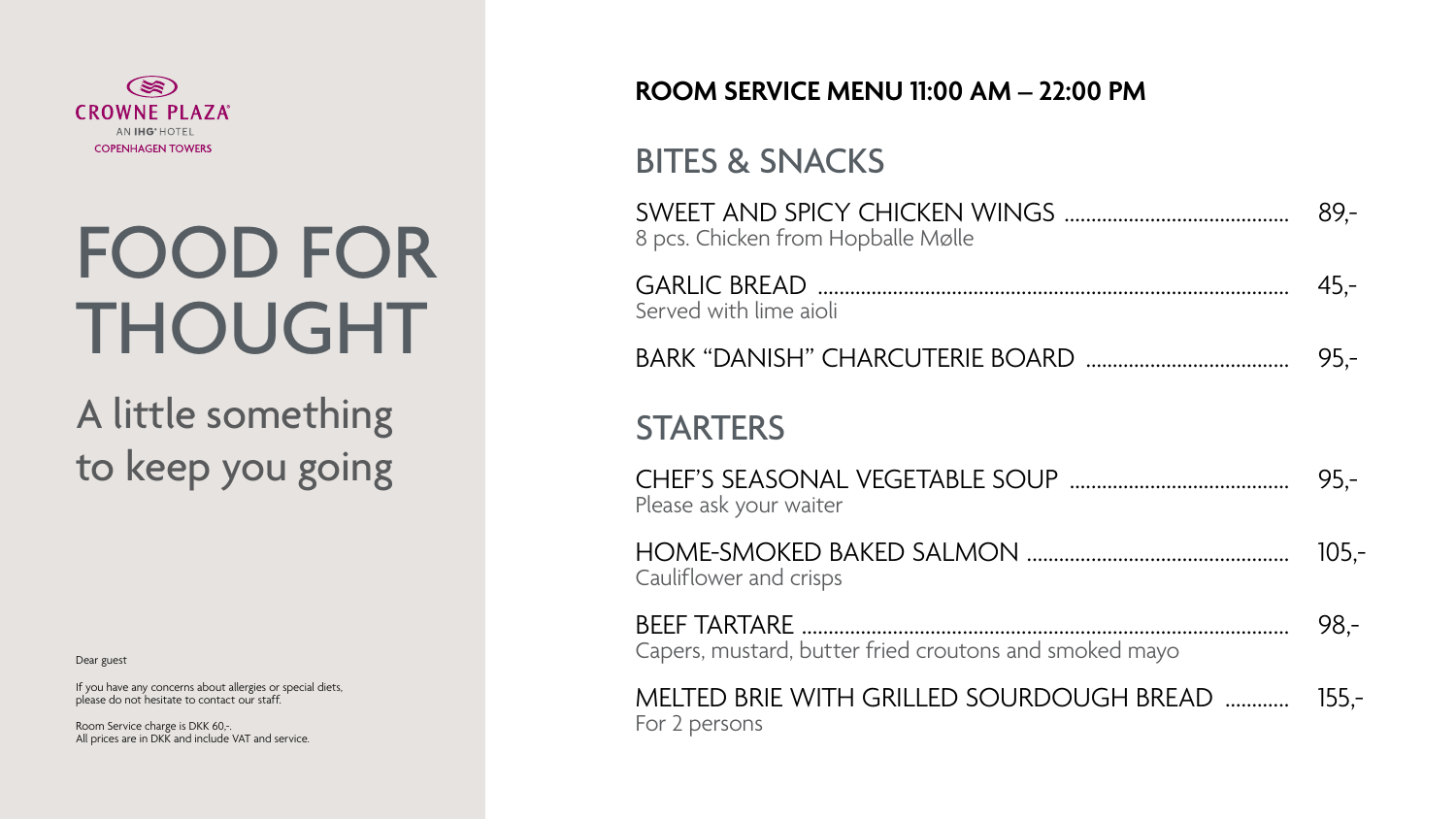CROWNE PLAZA
AN IHG HOTEL
COPENHAGEN TOWERS

# FOOD FOR THOUGHT

## A little something to keep you going

Dear guest

If you have any concerns about allergies or special diets, please do not hesitate to contact our staff.

Room Service charge is DKK 60,-.
All prices are in DKK and include VAT and service.

**ROOM SERVICE MENU 11:00 AM – 22:00 PM**

## BITES & SNACKS

SWEET AND SPICY CHICKEN WINGS ........................................ 89,-
8 pcs. Chicken from Hopballe Mølle

GARLIC BREAD ........................................ 45,-
Served with lime aioli

BARK "DANISH" CHARCUTERIE BOARD ........................................ 95,-

## STARTERS

CHEF'S SEASONAL VEGETABLE SOUP ........................................ 95,-
Please ask your waiter

HOME-SMOKED BAKED SALMON ........................................ 105,-
Cauliflower and crisps

BEEF TARTARE ........................................ 98,-
Capers, mustard, butter fried croutons and smoked mayo

MELTED BRIE WITH GRILLED SOURDOUGH BREAD ............ 155,-
For 2 persons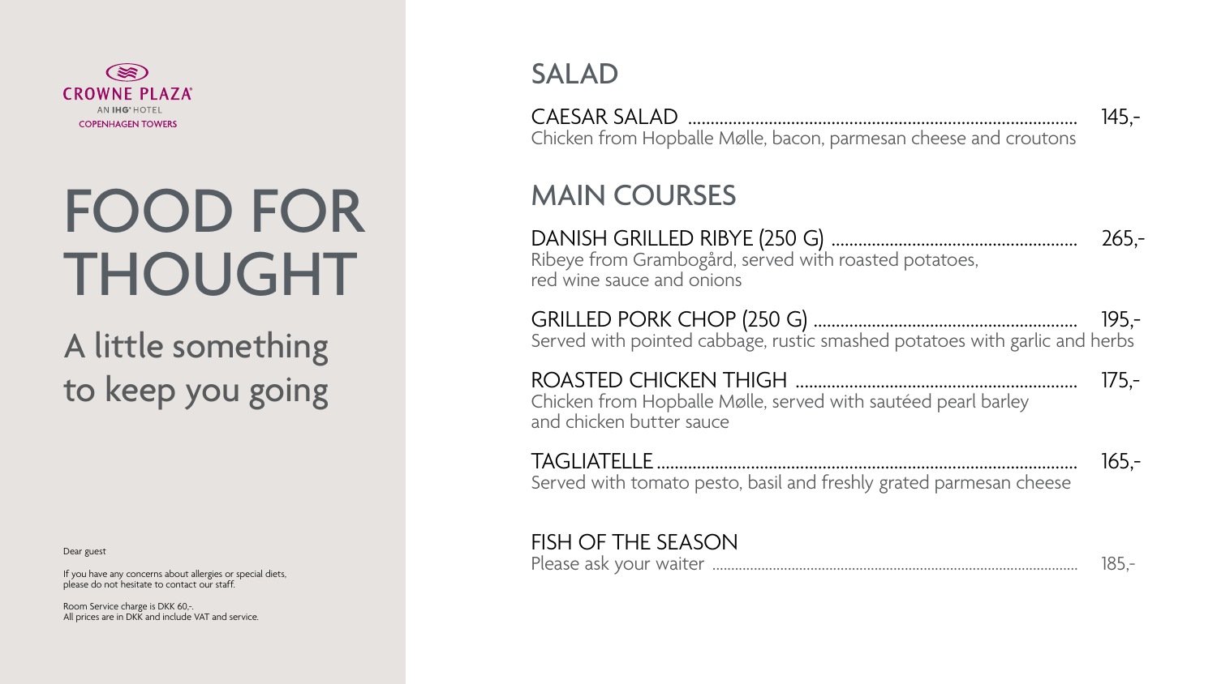CROWNE PLAZA
AN IHG HOTEL
COPENHAGEN TOWERS

# FOOD FOR THOUGHT

## A little something to keep you going

Dear guest

If you have any concerns about allergies or special diets, please do not hesitate to contact our staff.

Room Service charge is DKK 60,-.
All prices are in DKK and include VAT and service.

## SALAD

CAESAR SALAD ........ 145,-
Chicken from Hopballe Mølle, bacon, parmesan cheese and croutons

## MAIN COURSES

DANISH GRILLED RIBYE (250 G) ........ 265,-
Ribeye from Grambogård, served with roasted potatoes, red wine sauce and onions

GRILLED PORK CHOP (250 G) ........ 195,-
Served with pointed cabbage, rustic smashed potatoes with garlic and herbs

ROASTED CHICKEN THIGH ........ 175,-
Chicken from Hopballe Mølle, served with sautéed pearl barley and chicken butter sauce

TAGLIATELLE ........ 165,-
Served with tomato pesto, basil and freshly grated parmesan cheese

FISH OF THE SEASON
Please ask your waiter ........ 185,-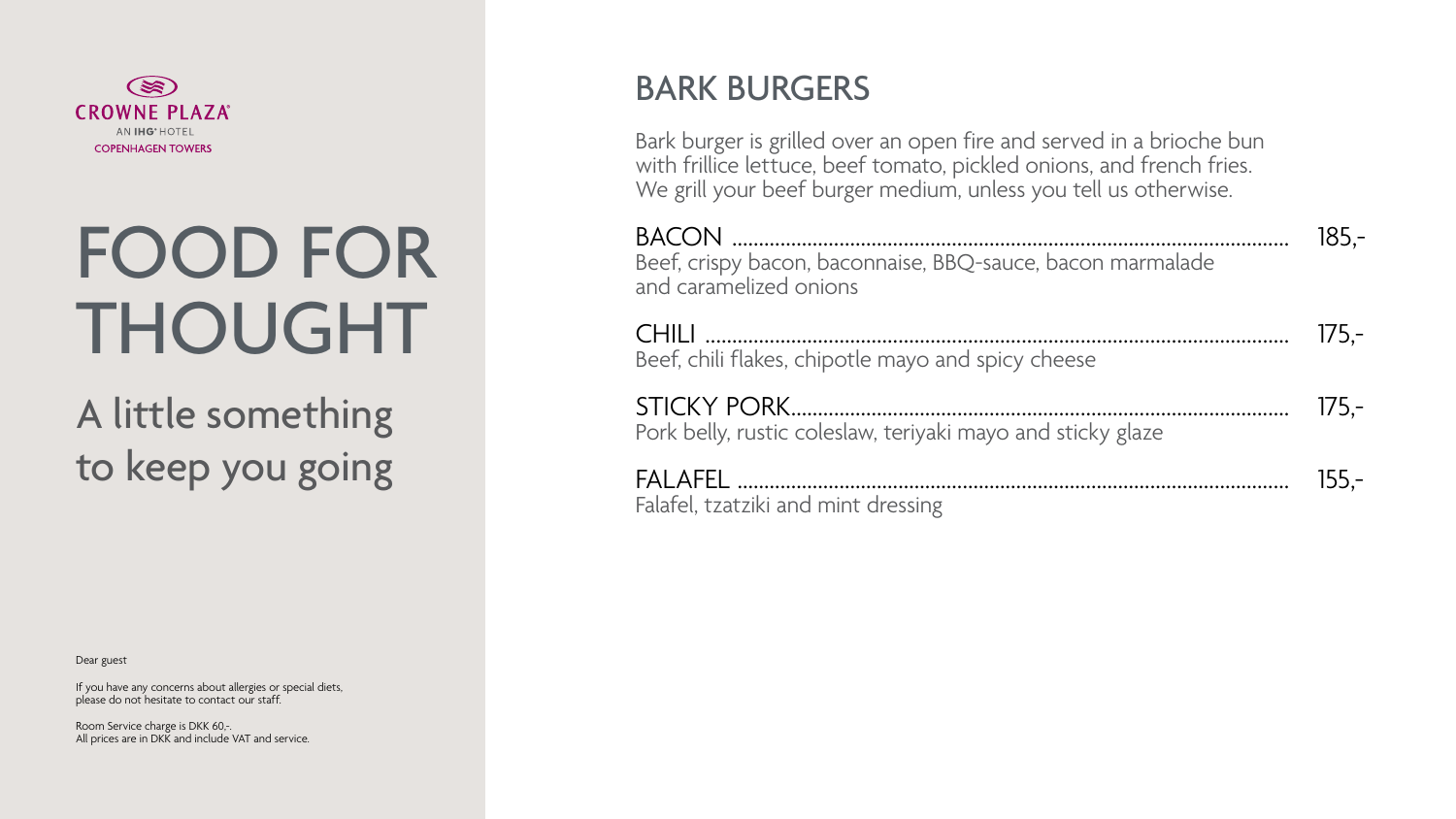CROWNE PLAZA
AN IHG HOTEL
COPENHAGEN TOWERS

# FOOD FOR THOUGHT

## A little something to keep you going

Dear guest

If you have any concerns about allergies or special diets, please do not hesitate to contact our staff.

Room Service charge is DKK 60,-.
All prices are in DKK and include VAT and service.

## BARK BURGERS

Bark burger is grilled over an open fire and served in a brioche bun with frillice lettuce, beef tomato, pickled onions, and french fries. We grill your beef burger medium, unless you tell us otherwise.

**BACON** ........................................ 185,-
Beef, crispy bacon, baconnaise, BBQ-sauce, bacon marmalade and caramelized onions

**CHILI** ........................................ 175,-
Beef, chili flakes, chipotle mayo and spicy cheese

**STICKY PORK** ........................................ 175,-
Pork belly, rustic coleslaw, teriyaki mayo and sticky glaze

**FALAFEL** ........................................ 155,-
Falafel, tzatziki and mint dressing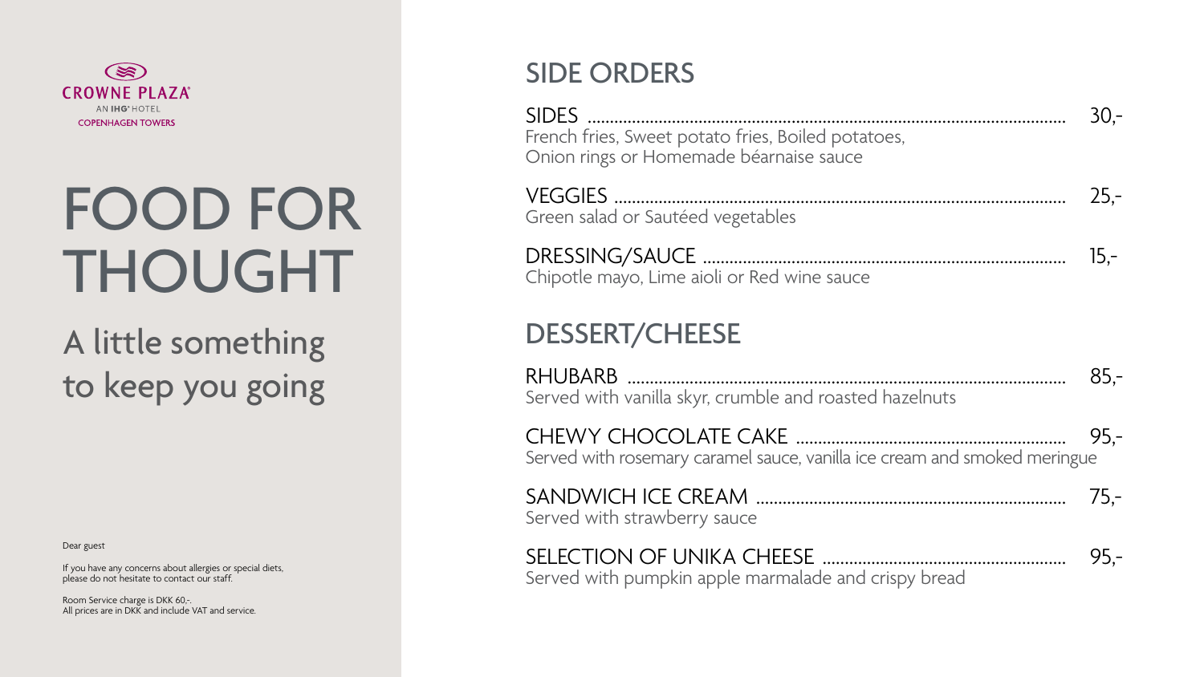CROWNE PLAZA
AN IHG HOTEL
COPENHAGEN TOWERS

# FOOD FOR THOUGHT

A little something to keep you going

Dear guest

If you have any concerns about allergies or special diets, please do not hesitate to contact our staff.

Room Service charge is DKK 60,-.
All prices are in DKK and include VAT and service.

## SIDE ORDERS

SIDES ........ 30,-
French fries, Sweet potato fries, Boiled potatoes, Onion rings or Homemade béarnaise sauce

VEGGIES ........ 25,-
Green salad or Sautéed vegetables

DRESSING/SAUCE ........ 15,-
Chipotle mayo, Lime aioli or Red wine sauce

## DESSERT/CHEESE

RHUBARB ........ 85,-
Served with vanilla skyr, crumble and roasted hazelnuts

CHEWY CHOCOLATE CAKE ........ 95,-
Served with rosemary caramel sauce, vanilla ice cream and smoked meringue

SANDWICH ICE CREAM ........ 75,-
Served with strawberry sauce

SELECTION OF UNIKA CHEESE ........ 95,-
Served with pumpkin apple marmalade and crispy bread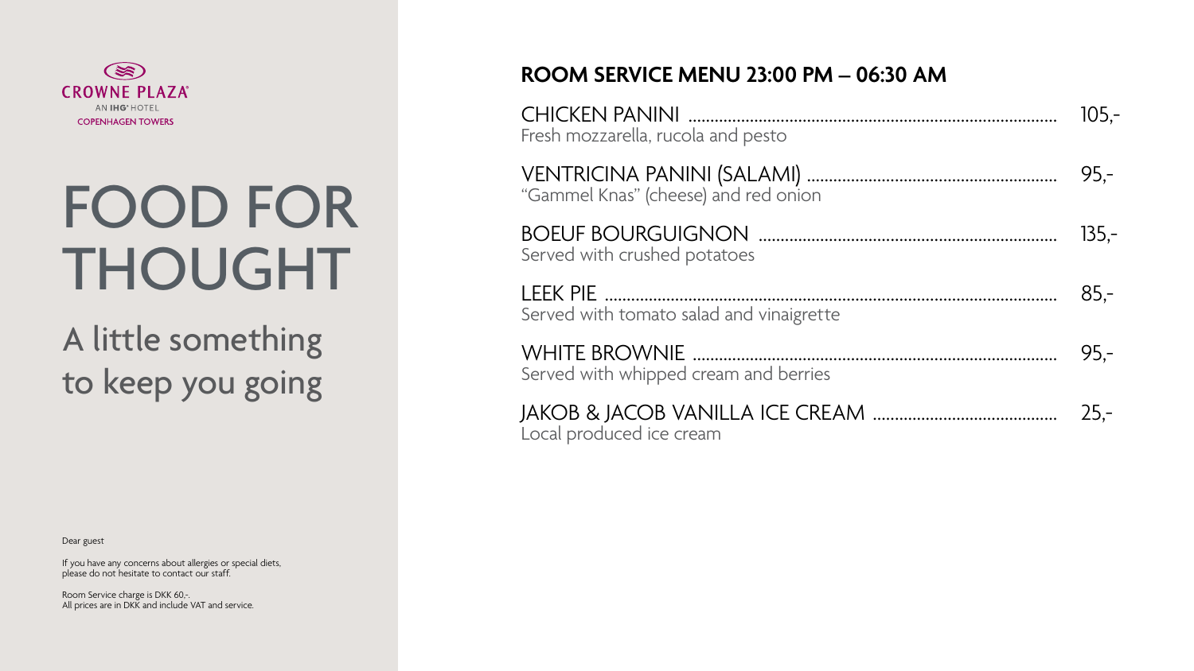CROWNE PLAZA®
AN IHG® HOTEL
COPENHAGEN TOWERS

# FOOD FOR THOUGHT

## A little something to keep you going

Dear guest

If you have any concerns about allergies or special diets, please do not hesitate to contact our staff.

Room Service charge is DKK 60,-.
All prices are in DKK and include VAT and service.

## ROOM SERVICE MENU 23:00 PM – 06:30 AM

CHICKEN PANINI .................................................................................... 105,-
Fresh mozzarella, rucola and pesto

VENTRICINA PANINI (SALAMI) ........................................................ 95,-
“Gammel Knas” (cheese) and red onion

BOEUF BOURGUIGNON .................................................................... 135,-
Served with crushed potatoes

LEEK PIE ...................................................................................................... 85,-
Served with tomato salad and vinaigrette

WHITE BROWNIE .................................................................................. 95,-
Served with whipped cream and berries

JAKOB & JACOB VANILLA ICE CREAM .......................................... 25,-
Local produced ice cream